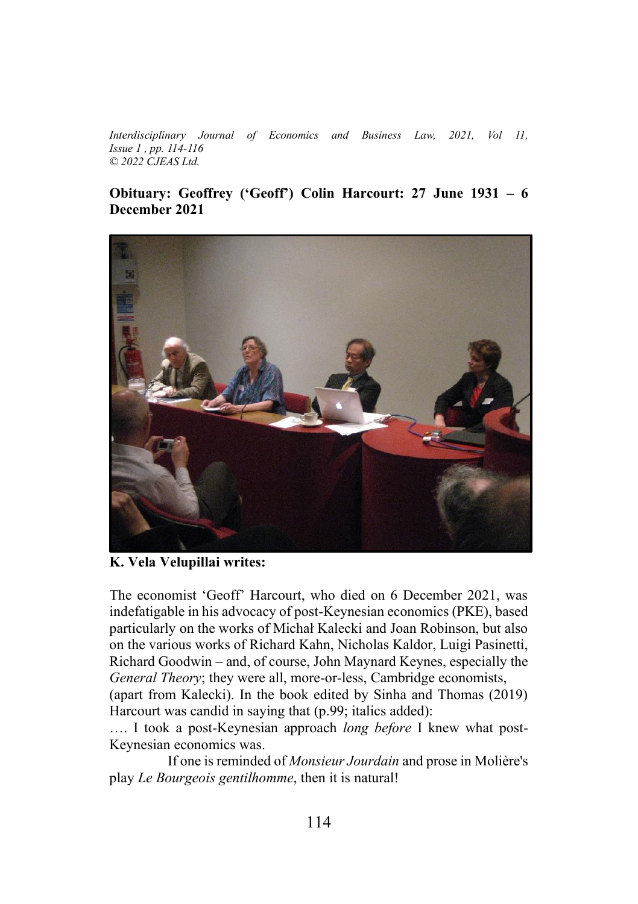## Obituary: Geoffrey ('Geoff') Colin Harcourt: 27 June 1931 – 6 December 2021

**K. Vela Velupillai writes:**

The economist 'Geoff' Harcourt, who died on 6 December 2021, was indefatigable in his advocacy of post-Keynesian economics (PKE), based particularly on the works of Michał Kalecki and Joan Robinson, but also on the various works of Richard Kahn, Nicholas Kaldor, Luigi Pasinetti, Richard Goodwin – and, of course, John Maynard Keynes, especially the *General Theory*; they were all, more-or-less, Cambridge economists, (apart from Kalecki). In the book edited by Sinha and Thomas (2019) Harcourt was candid in saying that (p.99; italics added):

…. I took a post-Keynesian approach *long before* I knew what post-Keynesian economics was.

If one is reminded of *Monsieur Jourdain* and prose in Molière's play *Le Bourgeois gentilhomme*, then it is natural!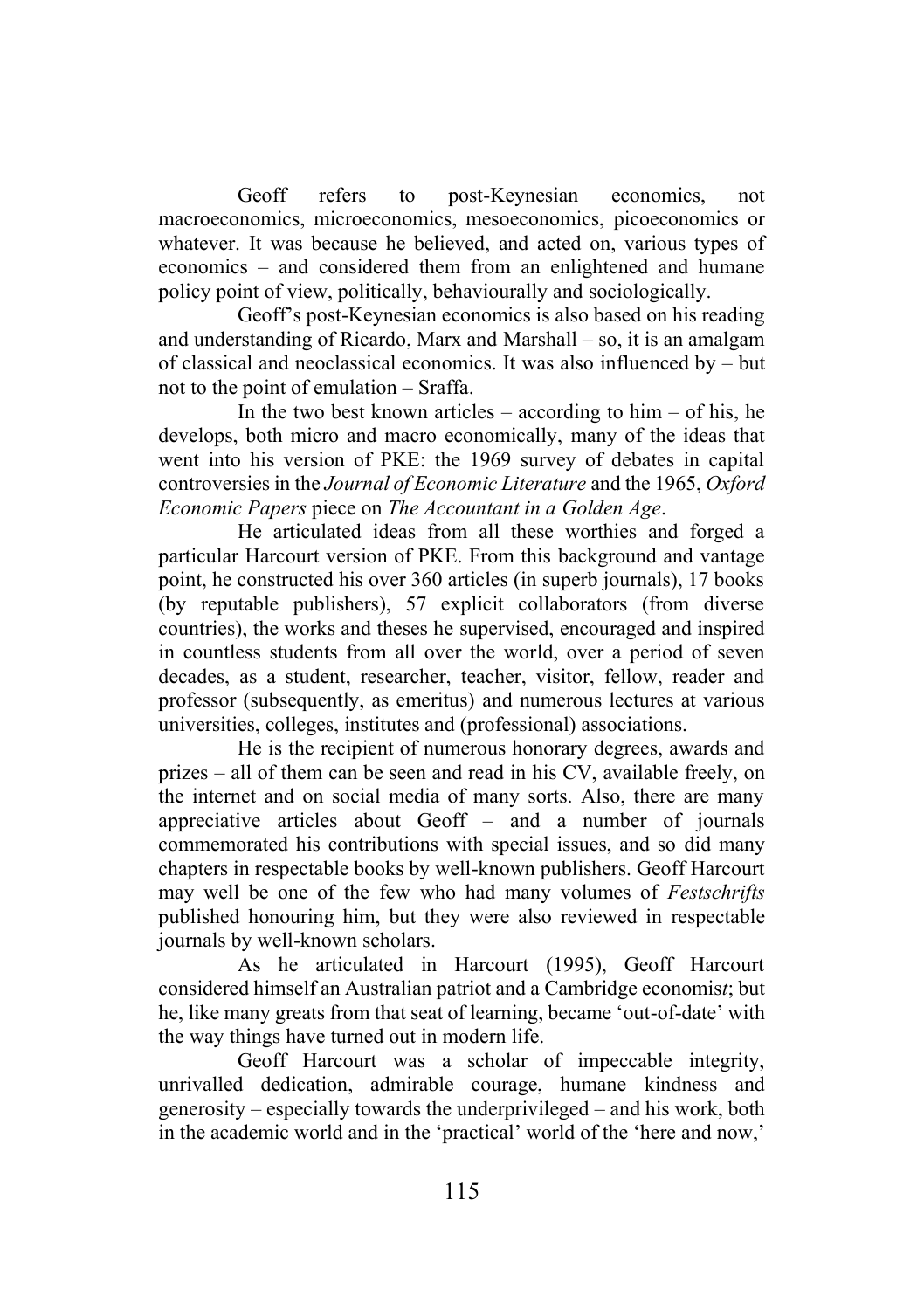Geoff refers to post-Keynesian economics, not macroeconomics, microeconomics, mesoeconomics, picoeconomics or whatever. It was because he believed, and acted on, various types of economics – and considered them from an enlightened and humane policy point of view, politically, behaviourally and sociologically.

Geoff's post-Keynesian economics is also based on his reading and understanding of Ricardo, Marx and Marshall – so, it is an amalgam of classical and neoclassical economics. It was also influenced by – but not to the point of emulation – Sraffa.

In the two best known articles – according to him – of his, he develops, both micro and macro economically, many of the ideas that went into his version of PKE: the 1969 survey of debates in capital controversies in the *Journal of Economic Literature* and the 1965, *Oxford Economic Papers* piece on *The Accountant in a Golden Age*.

He articulated ideas from all these worthies and forged a particular Harcourt version of PKE. From this background and vantage point, he constructed his over 360 articles (in superb journals), 17 books (by reputable publishers), 57 explicit collaborators (from diverse countries), the works and theses he supervised, encouraged and inspired in countless students from all over the world, over a period of seven decades, as a student, researcher, teacher, visitor, fellow, reader and professor (subsequently, as emeritus) and numerous lectures at various universities, colleges, institutes and (professional) associations.

He is the recipient of numerous honorary degrees, awards and prizes – all of them can be seen and read in his CV, available freely, on the internet and on social media of many sorts. Also, there are many appreciative articles about Geoff – and a number of journals commemorated his contributions with special issues, and so did many chapters in respectable books by well-known publishers. Geoff Harcourt may well be one of the few who had many volumes of *Festschrifts* published honouring him, but they were also reviewed in respectable journals by well-known scholars.

As he articulated in Harcourt (1995), Geoff Harcourt considered himself an Australian patriot and a Cambridge economis*t*; but he, like many greats from that seat of learning, became 'out-of-date' with the way things have turned out in modern life.

Geoff Harcourt was a scholar of impeccable integrity, unrivalled dedication, admirable courage, humane kindness and generosity – especially towards the underprivileged – and his work, both in the academic world and in the 'practical' world of the 'here and now,'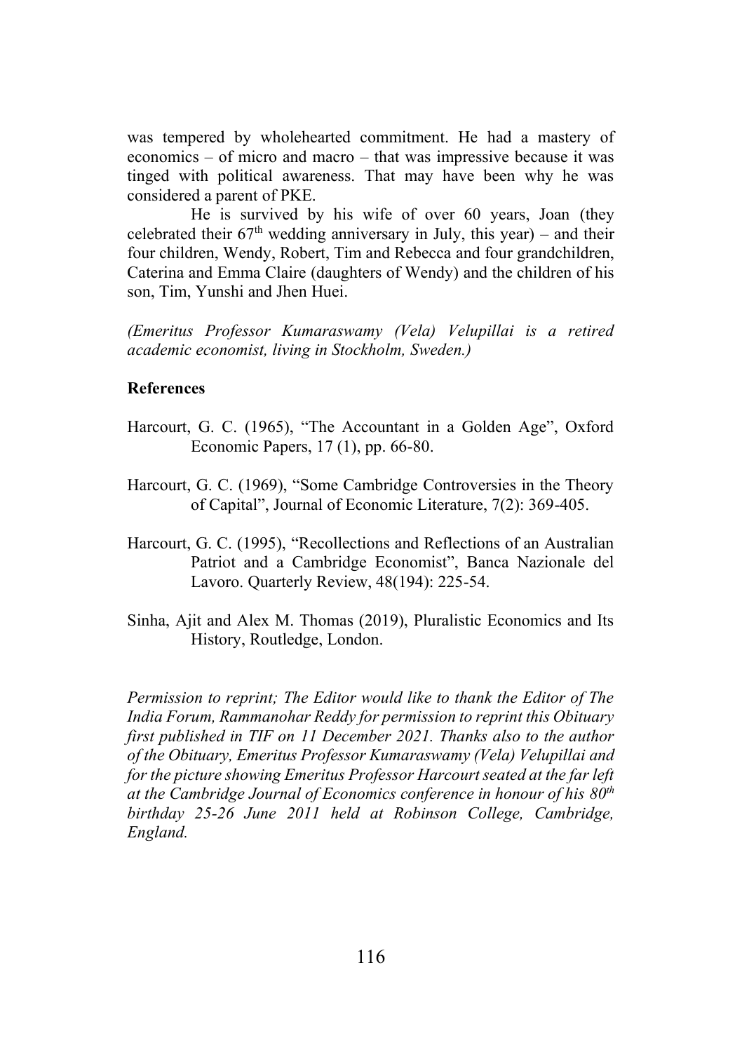was tempered by wholehearted commitment. He had a mastery of economics – of micro and macro – that was impressive because it was tinged with political awareness. That may have been why he was considered a parent of PKE.

He is survived by his wife of over 60 years, Joan (they celebrated their 67th wedding anniversary in July, this year) – and their four children, Wendy, Robert, Tim and Rebecca and four grandchildren, Caterina and Emma Claire (daughters of Wendy) and the children of his son, Tim, Yunshi and Jhen Huei.

*(Emeritus Professor Kumaraswamy (Vela) Velupillai is a retired academic economist, living in Stockholm, Sweden.)*

**References**

Harcourt, G. C. (1965), "The Accountant in a Golden Age", Oxford Economic Papers, 17 (1), pp. 66-80.

Harcourt, G. C. (1969), "Some Cambridge Controversies in the Theory of Capital", Journal of Economic Literature, 7(2): 369-405.

Harcourt, G. C. (1995), "Recollections and Reflections of an Australian Patriot and a Cambridge Economist", Banca Nazionale del Lavoro. Quarterly Review, 48(194): 225-54.

Sinha, Ajit and Alex M. Thomas (2019), Pluralistic Economics and Its History, Routledge, London.

*Permission to reprint; The Editor would like to thank the Editor of The India Forum, Rammanohar Reddy for permission to reprint this Obituary first published in TIF on 11 December 2021. Thanks also to the author of the Obituary, Emeritus Professor Kumaraswamy (Vela) Velupillai and for the picture showing Emeritus Professor Harcourt seated at the far left at the Cambridge Journal of Economics conference in honour of his 80th birthday 25-26 June 2011 held at Robinson College, Cambridge, England.*